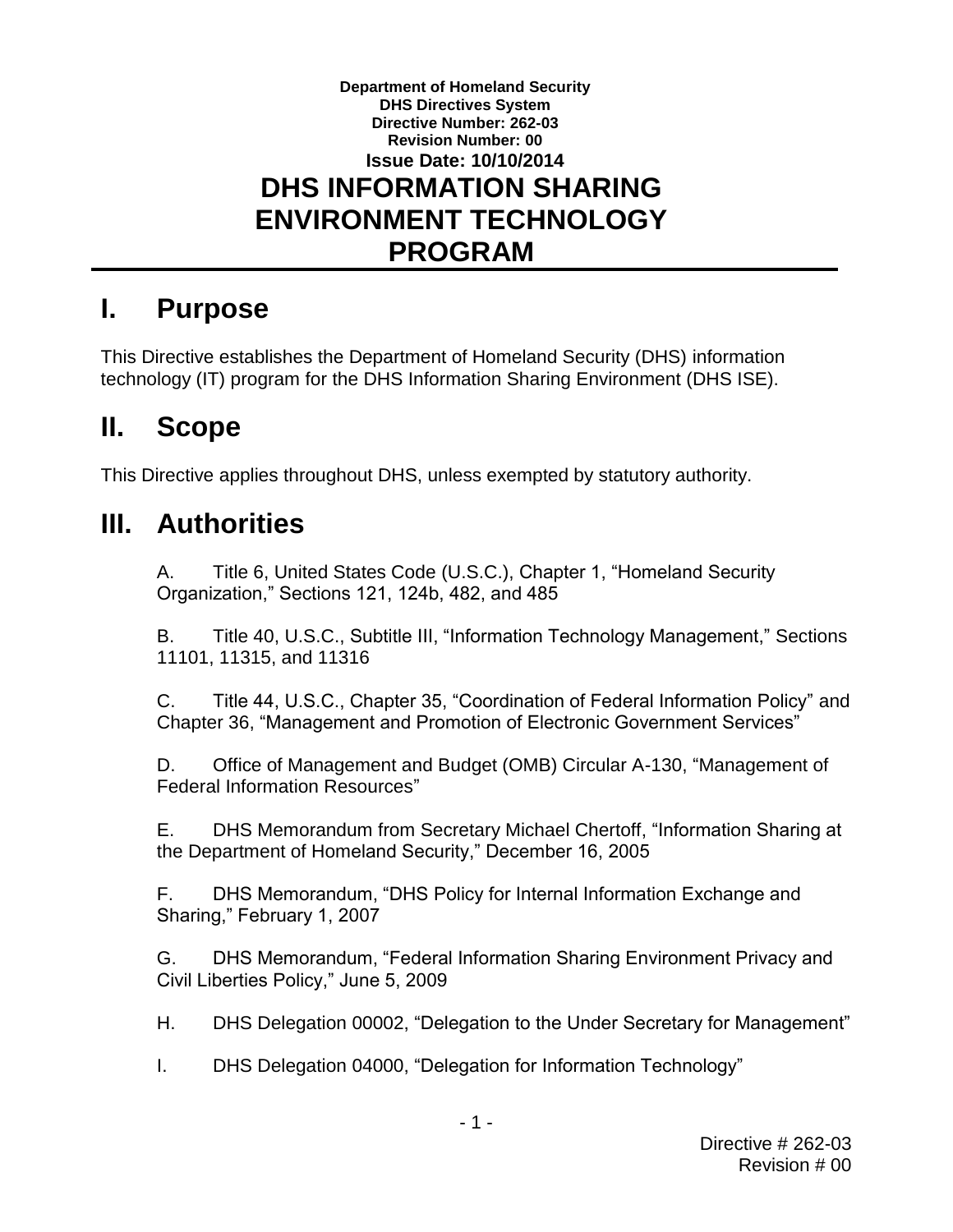**Department of Homeland Security**
**DHS Directives System**
**Directive Number: 262-03**
**Revision Number: 00**
**Issue Date: 10/10/2014**

# DHS INFORMATION SHARING ENVIRONMENT TECHNOLOGY PROGRAM

## I. Purpose

This Directive establishes the Department of Homeland Security (DHS) information technology (IT) program for the DHS Information Sharing Environment (DHS ISE).

## II. Scope

This Directive applies throughout DHS, unless exempted by statutory authority.

## III. Authorities

A. Title 6, United States Code (U.S.C.), Chapter 1, "Homeland Security Organization," Sections 121, 124b, 482, and 485

B. Title 40, U.S.C., Subtitle III, "Information Technology Management," Sections 11101, 11315, and 11316

C. Title 44, U.S.C., Chapter 35, "Coordination of Federal Information Policy" and Chapter 36, "Management and Promotion of Electronic Government Services"

D. Office of Management and Budget (OMB) Circular A-130, "Management of Federal Information Resources"

E. DHS Memorandum from Secretary Michael Chertoff, "Information Sharing at the Department of Homeland Security," December 16, 2005

F. DHS Memorandum, "DHS Policy for Internal Information Exchange and Sharing," February 1, 2007

G. DHS Memorandum, "Federal Information Sharing Environment Privacy and Civil Liberties Policy," June 5, 2009

H. DHS Delegation 00002, "Delegation to the Under Secretary for Management"

I. DHS Delegation 04000, "Delegation for Information Technology"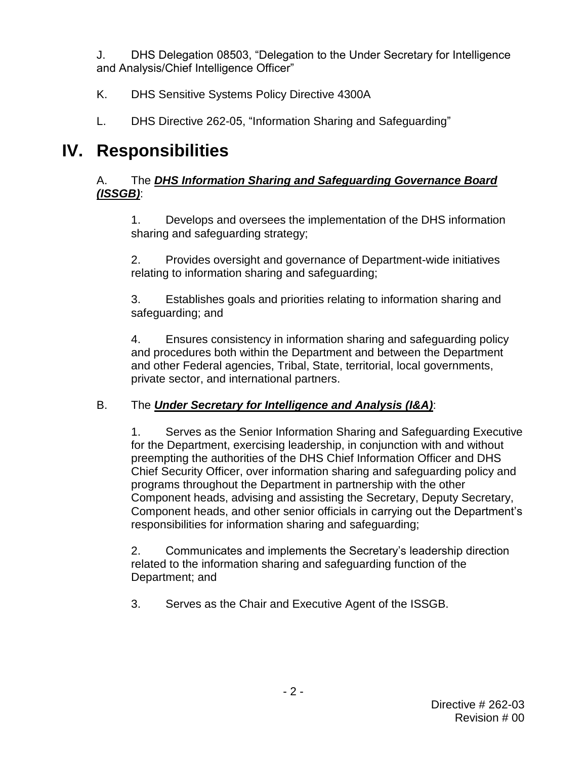J. DHS Delegation 08503, "Delegation to the Under Secretary for Intelligence and Analysis/Chief Intelligence Officer"

K. DHS Sensitive Systems Policy Directive 4300A

L. DHS Directive 262-05, "Information Sharing and Safeguarding"

# IV. Responsibilities

A. The ***DHS Information Sharing and Safeguarding Governance Board (ISSGB)***:

1. Develops and oversees the implementation of the DHS information sharing and safeguarding strategy;

2. Provides oversight and governance of Department-wide initiatives relating to information sharing and safeguarding;

3. Establishes goals and priorities relating to information sharing and safeguarding; and

4. Ensures consistency in information sharing and safeguarding policy and procedures both within the Department and between the Department and other Federal agencies, Tribal, State, territorial, local governments, private sector, and international partners.

B. The ***Under Secretary for Intelligence and Analysis (I&A)***:

1. Serves as the Senior Information Sharing and Safeguarding Executive for the Department, exercising leadership, in conjunction with and without preempting the authorities of the DHS Chief Information Officer and DHS Chief Security Officer, over information sharing and safeguarding policy and programs throughout the Department in partnership with the other Component heads, advising and assisting the Secretary, Deputy Secretary, Component heads, and other senior officials in carrying out the Department's responsibilities for information sharing and safeguarding;

2. Communicates and implements the Secretary's leadership direction related to the information sharing and safeguarding function of the Department; and

3. Serves as the Chair and Executive Agent of the ISSGB.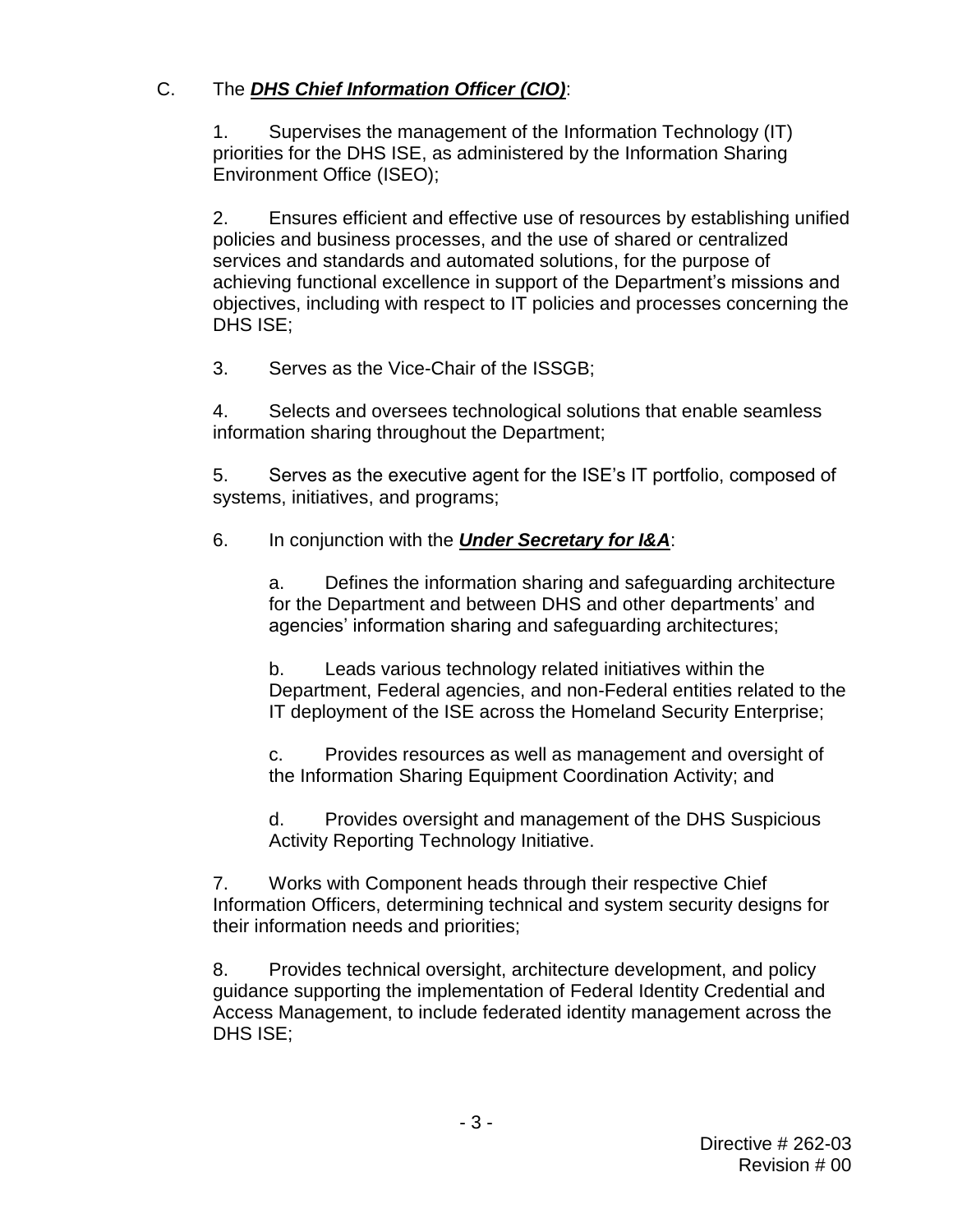C. The ***DHS Chief Information Officer (CIO)***:

1. Supervises the management of the Information Technology (IT) priorities for the DHS ISE, as administered by the Information Sharing Environment Office (ISEO);

2. Ensures efficient and effective use of resources by establishing unified policies and business processes, and the use of shared or centralized services and standards and automated solutions, for the purpose of achieving functional excellence in support of the Department's missions and objectives, including with respect to IT policies and processes concerning the DHS ISE;

3. Serves as the Vice-Chair of the ISSGB;

4. Selects and oversees technological solutions that enable seamless information sharing throughout the Department;

5. Serves as the executive agent for the ISE's IT portfolio, composed of systems, initiatives, and programs;

6. In conjunction with the ***Under Secretary for I&A***:

   a. Defines the information sharing and safeguarding architecture for the Department and between DHS and other departments' and agencies' information sharing and safeguarding architectures;

   b. Leads various technology related initiatives within the Department, Federal agencies, and non-Federal entities related to the IT deployment of the ISE across the Homeland Security Enterprise;

   c. Provides resources as well as management and oversight of the Information Sharing Equipment Coordination Activity; and

   d. Provides oversight and management of the DHS Suspicious Activity Reporting Technology Initiative.

7. Works with Component heads through their respective Chief Information Officers, determining technical and system security designs for their information needs and priorities;

8. Provides technical oversight, architecture development, and policy guidance supporting the implementation of Federal Identity Credential and Access Management, to include federated identity management across the DHS ISE;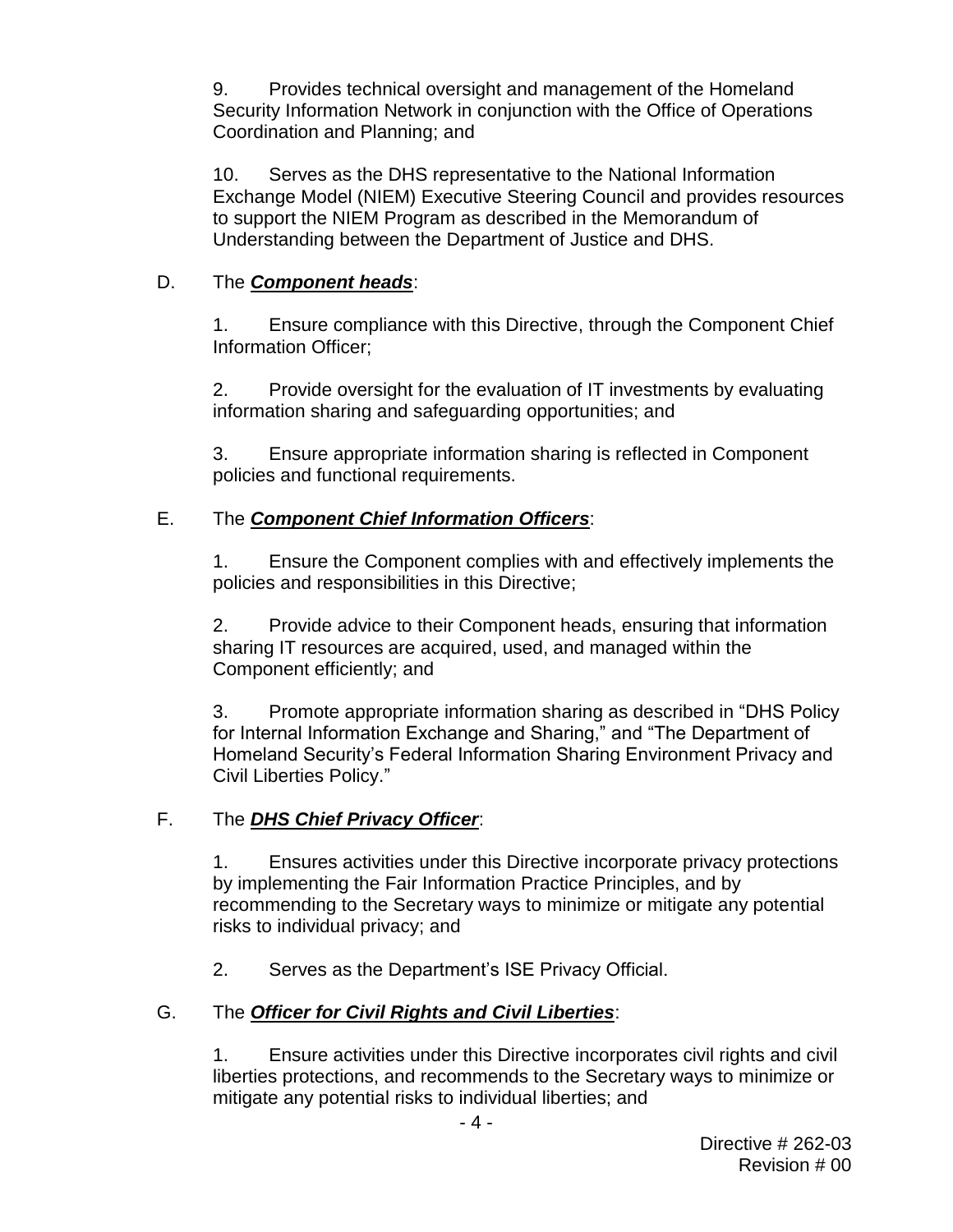9. Provides technical oversight and management of the Homeland Security Information Network in conjunction with the Office of Operations Coordination and Planning; and

10. Serves as the DHS representative to the National Information Exchange Model (NIEM) Executive Steering Council and provides resources to support the NIEM Program as described in the Memorandum of Understanding between the Department of Justice and DHS.

D. The ***Component heads***:

1. Ensure compliance with this Directive, through the Component Chief Information Officer;

2. Provide oversight for the evaluation of IT investments by evaluating information sharing and safeguarding opportunities; and

3. Ensure appropriate information sharing is reflected in Component policies and functional requirements.

E. The ***Component Chief Information Officers***:

1. Ensure the Component complies with and effectively implements the policies and responsibilities in this Directive;

2. Provide advice to their Component heads, ensuring that information sharing IT resources are acquired, used, and managed within the Component efficiently; and

3. Promote appropriate information sharing as described in "DHS Policy for Internal Information Exchange and Sharing," and "The Department of Homeland Security's Federal Information Sharing Environment Privacy and Civil Liberties Policy."

F. The ***DHS Chief Privacy Officer***:

1. Ensures activities under this Directive incorporate privacy protections by implementing the Fair Information Practice Principles, and by recommending to the Secretary ways to minimize or mitigate any potential risks to individual privacy; and

2. Serves as the Department's ISE Privacy Official.

G. The ***Officer for Civil Rights and Civil Liberties***:

1. Ensure activities under this Directive incorporates civil rights and civil liberties protections, and recommends to the Secretary ways to minimize or mitigate any potential risks to individual liberties; and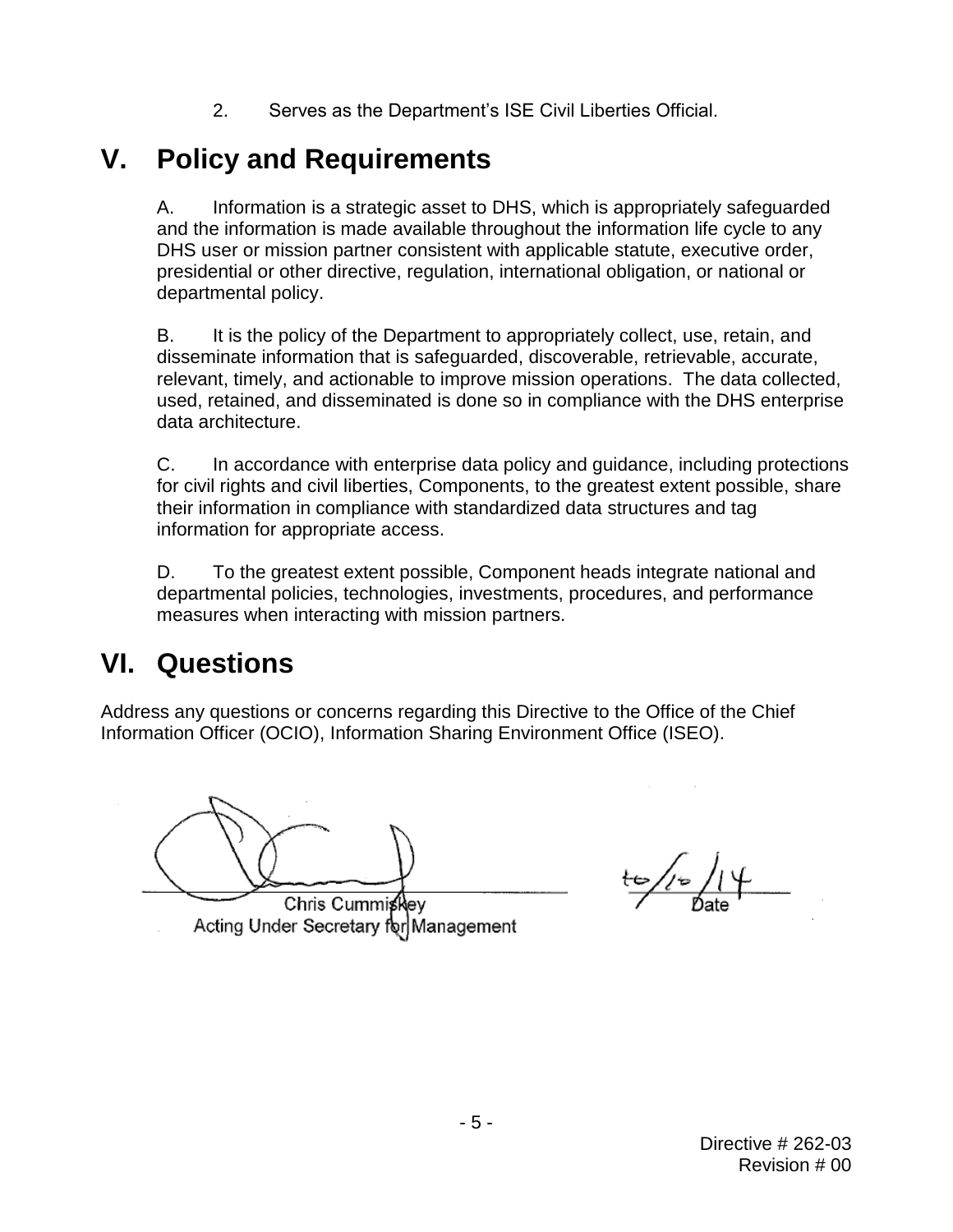2. Serves as the Department's ISE Civil Liberties Official.

## V. Policy and Requirements

A. Information is a strategic asset to DHS, which is appropriately safeguarded and the information is made available throughout the information life cycle to any DHS user or mission partner consistent with applicable statute, executive order, presidential or other directive, regulation, international obligation, or national or departmental policy.

B. It is the policy of the Department to appropriately collect, use, retain, and disseminate information that is safeguarded, discoverable, retrievable, accurate, relevant, timely, and actionable to improve mission operations. The data collected, used, retained, and disseminated is done so in compliance with the DHS enterprise data architecture.

C. In accordance with enterprise data policy and guidance, including protections for civil rights and civil liberties, Components, to the greatest extent possible, share their information in compliance with standardized data structures and tag information for appropriate access.

D. To the greatest extent possible, Component heads integrate national and departmental policies, technologies, investments, procedures, and performance measures when interacting with mission partners.

## VI. Questions

Address any questions or concerns regarding this Directive to the Office of the Chief Information Officer (OCIO), Information Sharing Environment Office (ISEO).

Chris Cummiskey
Acting Under Secretary for Management

10/10/14
Date

Directive # 262-03
Revision # 00